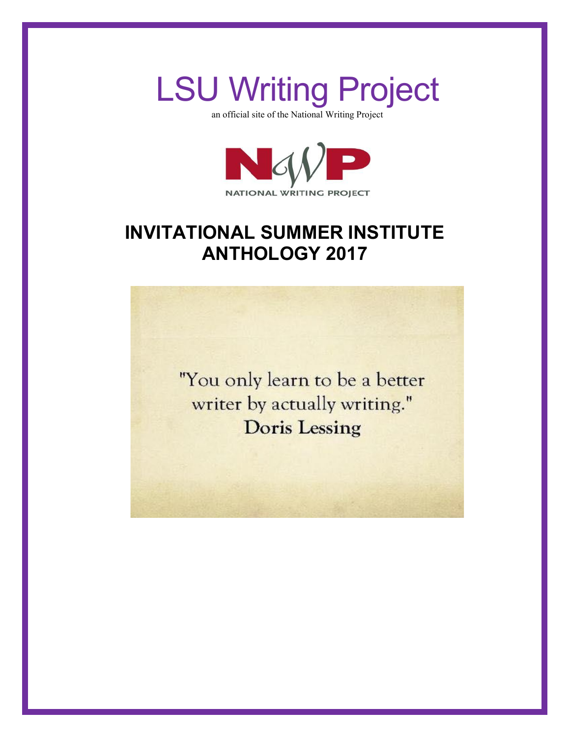# LSU Writing Project

an official site of the National Writing Project

NATIONAL WRITING PROJECT

## INVITATIONAL SUMMER INSTITUTE ANTHOLOGY 2017

"You only learn to be a better writer by actually writing."
Doris Lessing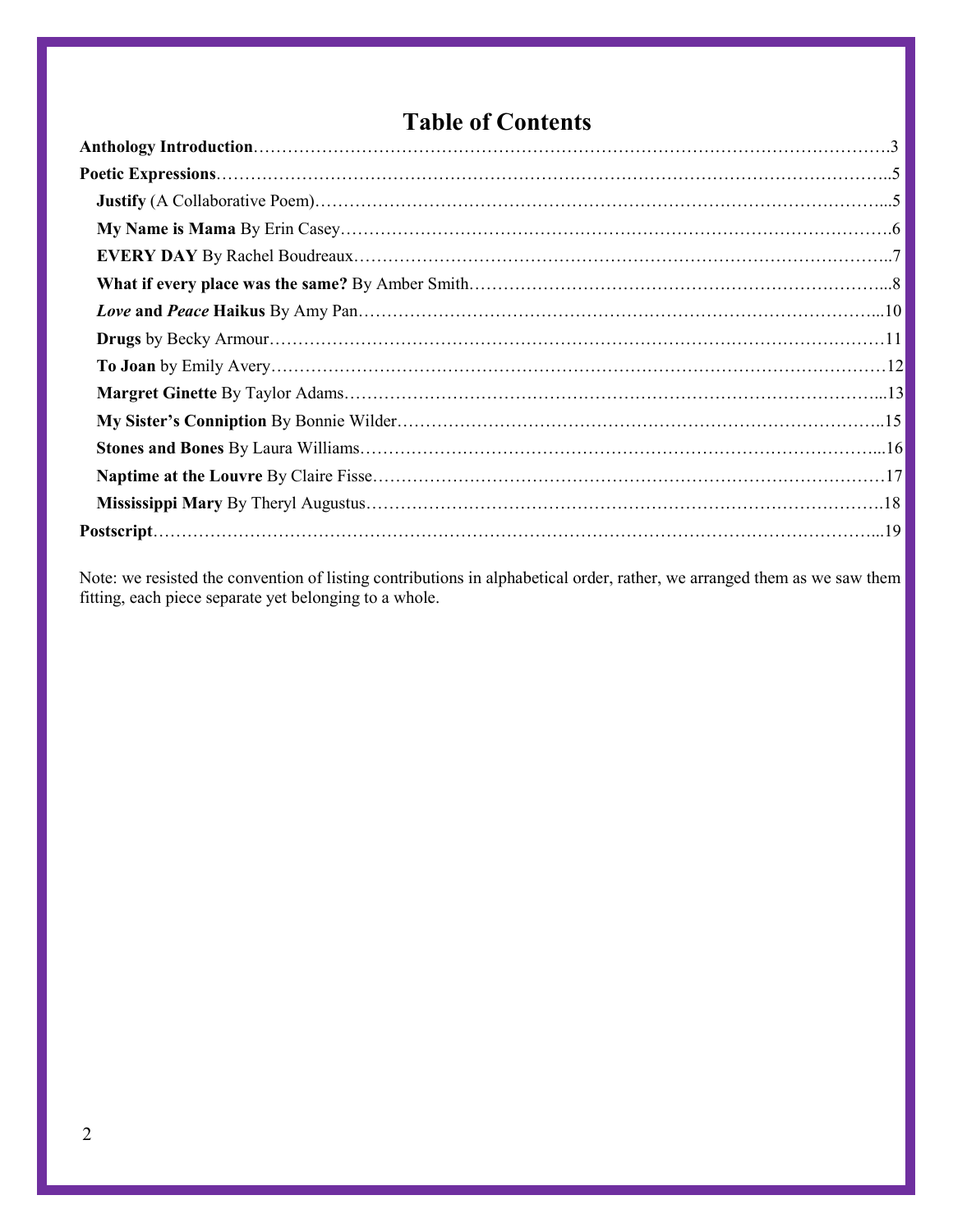# Table of Contents

**Anthology Introduction**……………………………………………………………………………………………….3

**Poetic Expressions**………………………………………………………………………………………………..5

- **Justify** (A Collaborative Poem)………………………………………………………………………………...5
- **My Name is Mama** By Erin Casey……………………………………………………………………………….6
- **EVERY DAY** By Rachel Boudreaux…………………………………………………………………………..7
- **What if every place was the same?** By Amber Smith………………………………………………………………...8
- ***Love* and *Peace* Haikus** By Amy Pan……………………………………………………………………………...10
- **Drugs** by Becky Armour…………………………………………………………………………………………11
- **To Joan** by Emily Avery…………………………………………………………………………………………12
- **Margret Ginette** By Taylor Adams………………………………………………………………………………...13
- **My Sister's Conniption** By Bonnie Wilder……………………………………………………………………..15
- **Stones and Bones** By Laura Williams……………………………………………………………………………...16
- **Naptime at the Louvre** By Claire Fisse…………………………………………………………………………17
- **Mississippi Mary** By Theryl Augustus……………………………………………………………………………….18

**Postscript**………………………………………………………………………………………………………...19

Note: we resisted the convention of listing contributions in alphabetical order, rather, we arranged them as we saw them fitting, each piece separate yet belonging to a whole.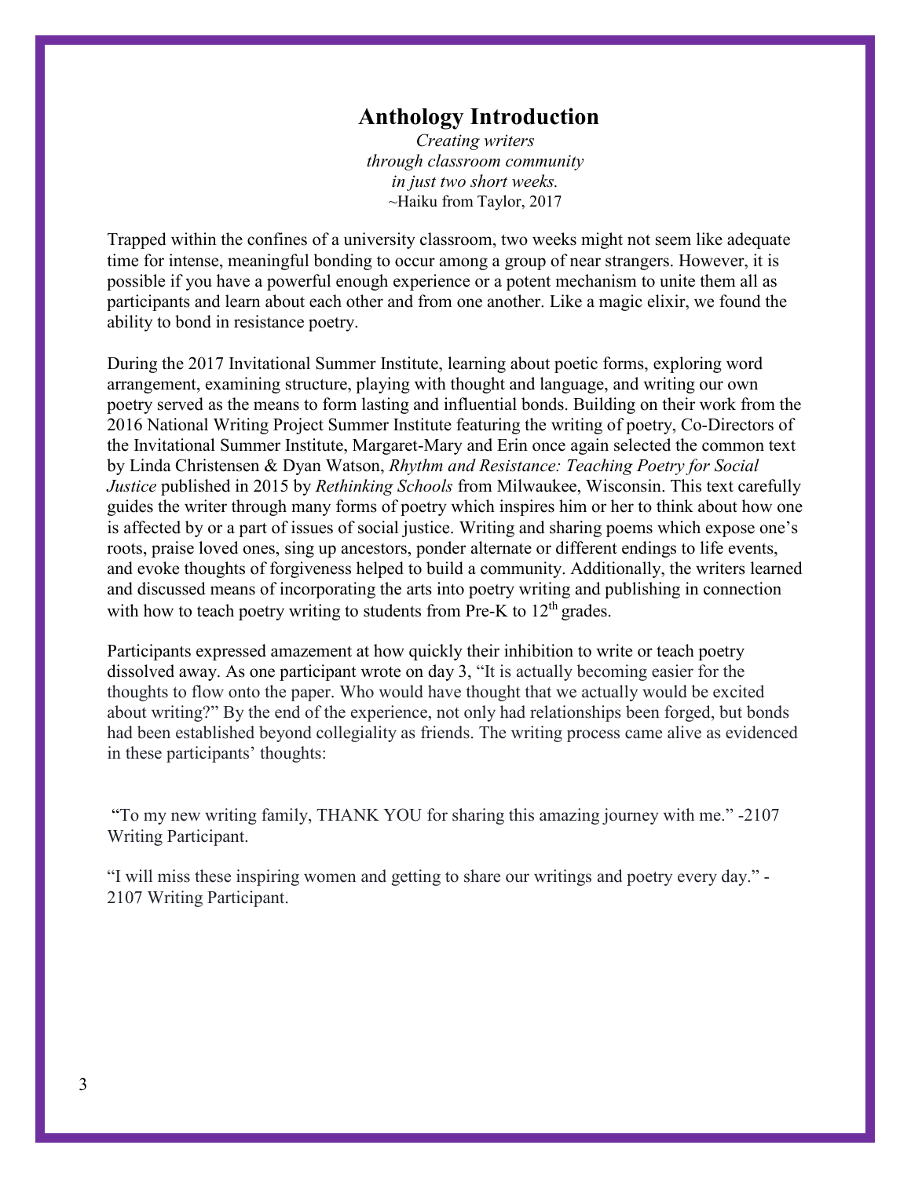# Anthology Introduction

*Creating writers*
*through classroom community*
*in just two short weeks.*
~Haiku from Taylor, 2017

Trapped within the confines of a university classroom, two weeks might not seem like adequate time for intense, meaningful bonding to occur among a group of near strangers. However, it is possible if you have a powerful enough experience or a potent mechanism to unite them all as participants and learn about each other and from one another. Like a magic elixir, we found the ability to bond in resistance poetry.

During the 2017 Invitational Summer Institute, learning about poetic forms, exploring word arrangement, examining structure, playing with thought and language, and writing our own poetry served as the means to form lasting and influential bonds. Building on their work from the 2016 National Writing Project Summer Institute featuring the writing of poetry, Co-Directors of the Invitational Summer Institute, Margaret-Mary and Erin once again selected the common text by Linda Christensen & Dyan Watson, *Rhythm and Resistance: Teaching Poetry for Social Justice* published in 2015 by *Rethinking Schools* from Milwaukee, Wisconsin. This text carefully guides the writer through many forms of poetry which inspires him or her to think about how one is affected by or a part of issues of social justice. Writing and sharing poems which expose one's roots, praise loved ones, sing up ancestors, ponder alternate or different endings to life events, and evoke thoughts of forgiveness helped to build a community. Additionally, the writers learned and discussed means of incorporating the arts into poetry writing and publishing in connection with how to teach poetry writing to students from Pre-K to 12th grades.

Participants expressed amazement at how quickly their inhibition to write or teach poetry dissolved away. As one participant wrote on day 3, "It is actually becoming easier for the thoughts to flow onto the paper. Who would have thought that we actually would be excited about writing?" By the end of the experience, not only had relationships been forged, but bonds had been established beyond collegiality as friends. The writing process came alive as evidenced in these participants' thoughts:

"To my new writing family, THANK YOU for sharing this amazing journey with me." -2107 Writing Participant.

"I will miss these inspiring women and getting to share our writings and poetry every day." -2107 Writing Participant.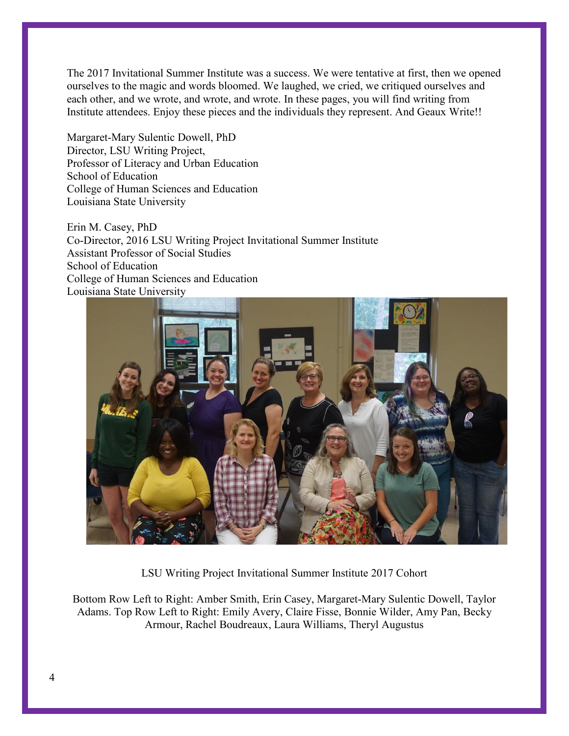The 2017 Invitational Summer Institute was a success. We were tentative at first, then we opened ourselves to the magic and words bloomed. We laughed, we cried, we critiqued ourselves and each other, and we wrote, and wrote, and wrote. In these pages, you will find writing from Institute attendees. Enjoy these pieces and the individuals they represent. And Geaux Write!!

Margaret-Mary Sulentic Dowell, PhD
Director, LSU Writing Project,
Professor of Literacy and Urban Education
School of Education
College of Human Sciences and Education
Louisiana State University

Erin M. Casey, PhD
Co-Director, 2016 LSU Writing Project Invitational Summer Institute
Assistant Professor of Social Studies
School of Education
College of Human Sciences and Education
Louisiana State University

LSU Writing Project Invitational Summer Institute 2017 Cohort

Bottom Row Left to Right: Amber Smith, Erin Casey, Margaret-Mary Sulentic Dowell, Taylor Adams. Top Row Left to Right: Emily Avery, Claire Fisse, Bonnie Wilder, Amy Pan, Becky Armour, Rachel Boudreaux, Laura Williams, Theryl Augustus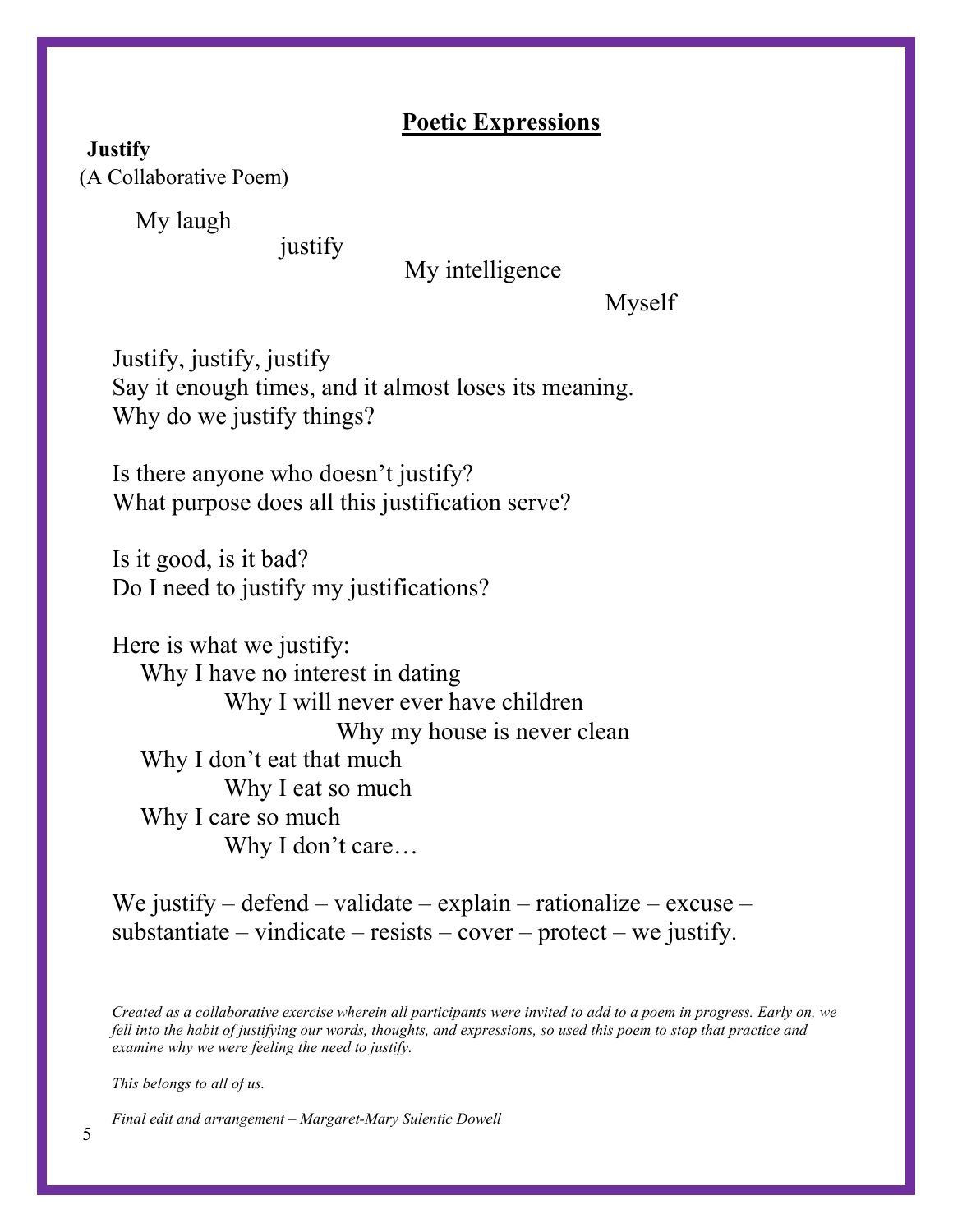## Poetic Expressions

**Justify**
(A Collaborative Poem)

My laugh
justify
My intelligence
Myself

Justify, justify, justify
Say it enough times, and it almost loses its meaning.
Why do we justify things?

Is there anyone who doesn't justify?
What purpose does all this justification serve?

Is it good, is it bad?
Do I need to justify my justifications?

Here is what we justify:
Why I have no interest in dating
Why I will never ever have children
Why my house is never clean
Why I don't eat that much
Why I eat so much
Why I care so much
Why I don't care…

We justify – defend – validate – explain – rationalize – excuse – substantiate – vindicate – resists – cover – protect – we justify.

*Created as a collaborative exercise wherein all participants were invited to add to a poem in progress. Early on, we fell into the habit of justifying our words, thoughts, and expressions, so used this poem to stop that practice and examine why we were feeling the need to justify.*

*This belongs to all of us.*

*Final edit and arrangement – Margaret-Mary Sulentic Dowell*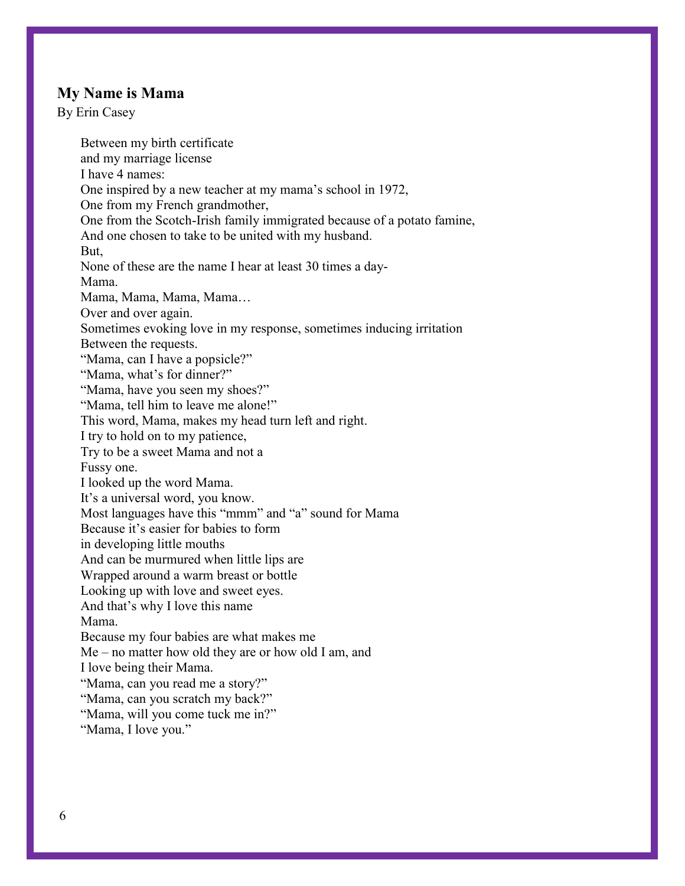## My Name is Mama

By Erin Casey

Between my birth certificate  
and my marriage license  
I have 4 names:  
One inspired by a new teacher at my mama's school in 1972,  
One from my French grandmother,  
One from the Scotch-Irish family immigrated because of a potato famine,  
And one chosen to take to be united with my husband.  
But,  
None of these are the name I hear at least 30 times a day-  
Mama.  
Mama, Mama, Mama, Mama…  
Over and over again.  
Sometimes evoking love in my response, sometimes inducing irritation  
Between the requests.  
"Mama, can I have a popsicle?"  
"Mama, what's for dinner?"  
"Mama, have you seen my shoes?"  
"Mama, tell him to leave me alone!"  
This word, Mama, makes my head turn left and right.  
I try to hold on to my patience,  
Try to be a sweet Mama and not a  
Fussy one.  
I looked up the word Mama.  
It's a universal word, you know.  
Most languages have this "mmm" and "a" sound for Mama  
Because it's easier for babies to form  
in developing little mouths  
And can be murmured when little lips are  
Wrapped around a warm breast or bottle  
Looking up with love and sweet eyes.  
And that's why I love this name  
Mama.  
Because my four babies are what makes me  
Me – no matter how old they are or how old I am, and  
I love being their Mama.  
"Mama, can you read me a story?"  
"Mama, can you scratch my back?"  
"Mama, will you come tuck me in?"  
"Mama, I love you."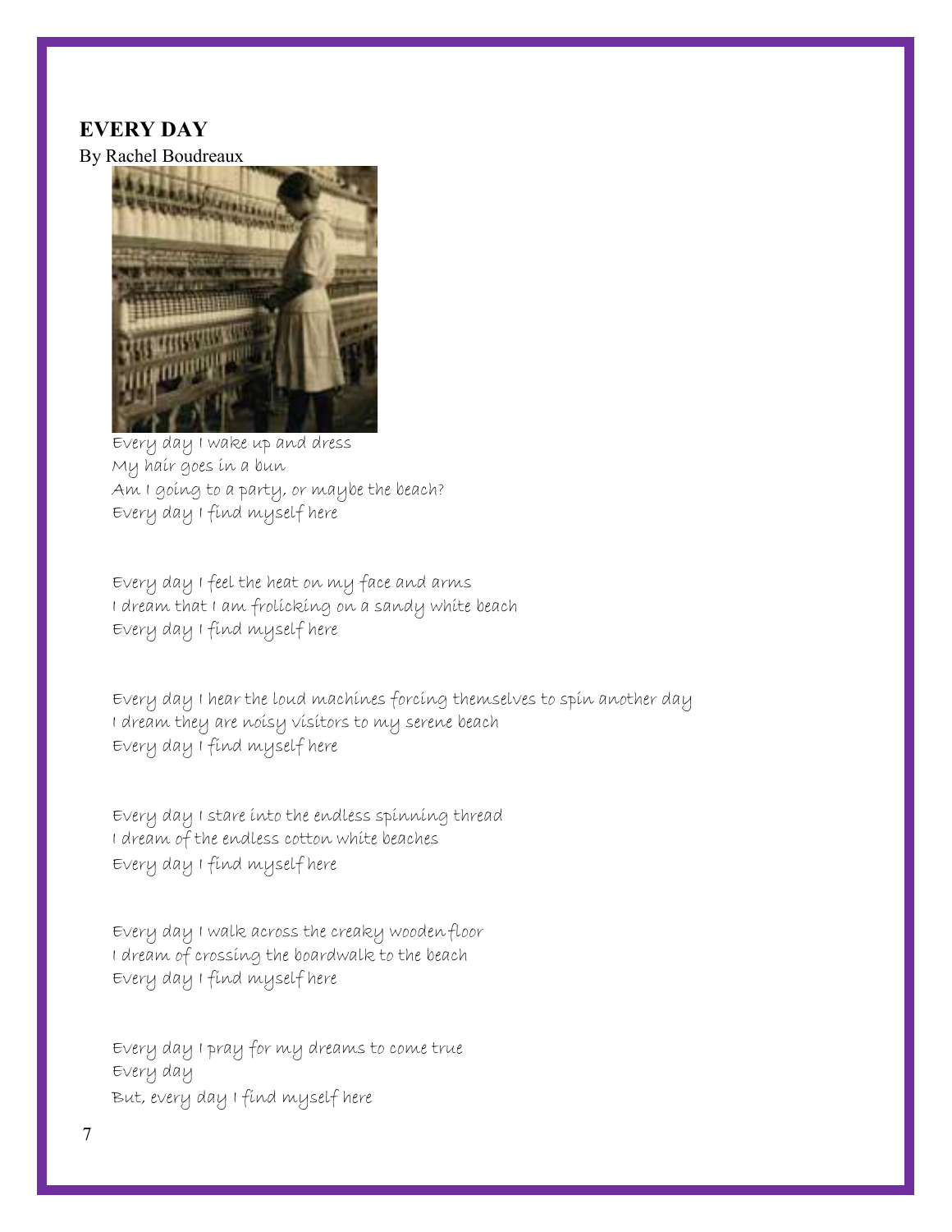# EVERY DAY

By Rachel Boudreaux

Every day I wake up and dress  
My hair goes in a bun  
Am I going to a party, or maybe the beach?  
Every day I find myself here

Every day I feel the heat on my face and arms  
I dream that I am frolicking on a sandy white beach  
Every day I find myself here

Every day I hear the loud machines forcing themselves to spin another day  
I dream they are noisy visitors to my serene beach  
Every day I find myself here

Every day I stare into the endless spinning thread  
I dream of the endless cotton white beaches  
Every day I find myself here

Every day I walk across the creaky wooden floor  
I dream of crossing the boardwalk to the beach  
Every day I find myself here

Every day I pray for my dreams to come true  
Every day  
But, every day I find myself here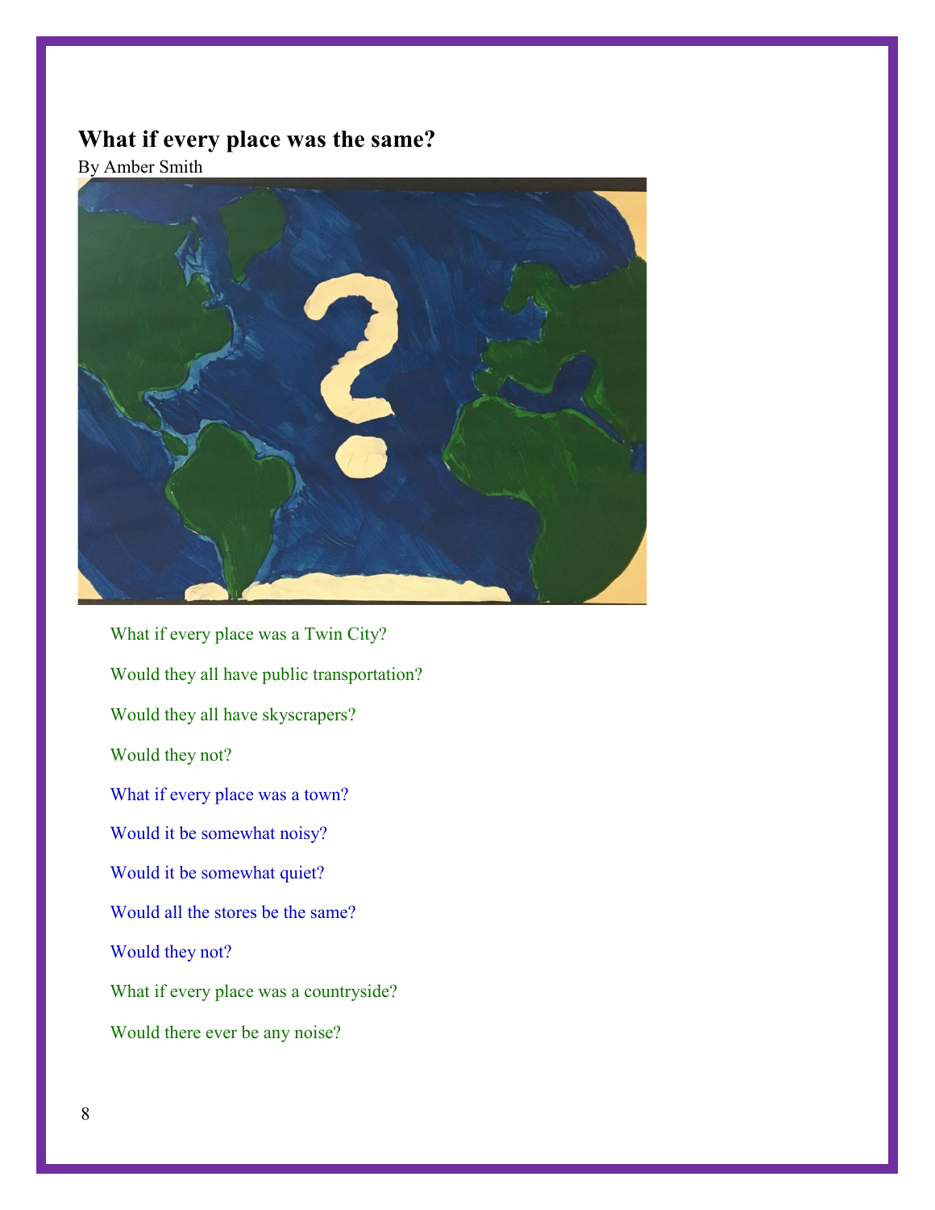## What if every place was the same?

By Amber Smith

What if every place was a Twin City?

Would they all have public transportation?

Would they all have skyscrapers?

Would they not?

What if every place was a town?

Would it be somewhat noisy?

Would it be somewhat quiet?

Would all the stores be the same?

Would they not?

What if every place was a countryside?

Would there ever be any noise?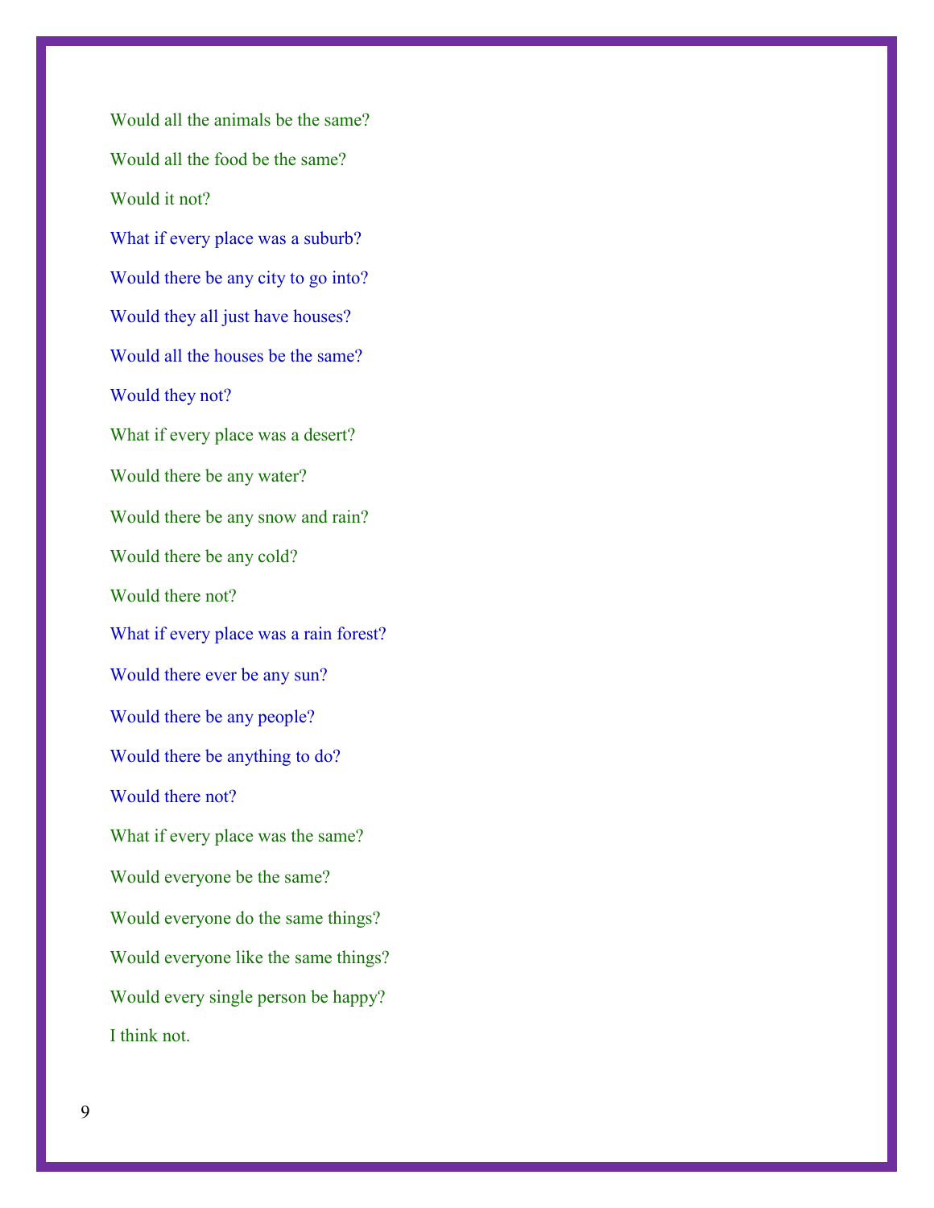Would all the animals be the same?

Would all the food be the same?

Would it not?

What if every place was a suburb?

Would there be any city to go into?

Would they all just have houses?

Would all the houses be the same?

Would they not?

What if every place was a desert?

Would there be any water?

Would there be any snow and rain?

Would there be any cold?

Would there not?

What if every place was a rain forest?

Would there ever be any sun?

Would there be any people?

Would there be anything to do?

Would there not?

What if every place was the same?

Would everyone be the same?

Would everyone do the same things?

Would everyone like the same things?

Would every single person be happy?

I think not.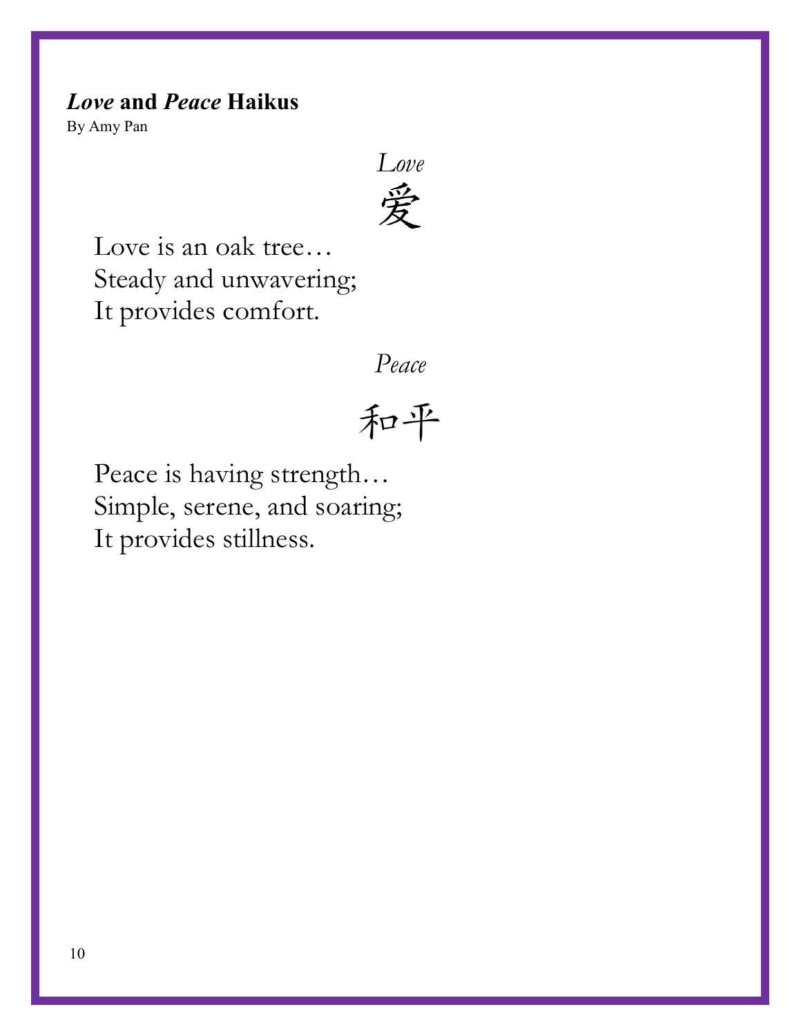### *Love* and *Peace* Haikus

By Amy Pan

*Love*

爱

Love is an oak tree…
Steady and unwavering;
It provides comfort.

*Peace*

和平

Peace is having strength…
Simple, serene, and soaring;
It provides stillness.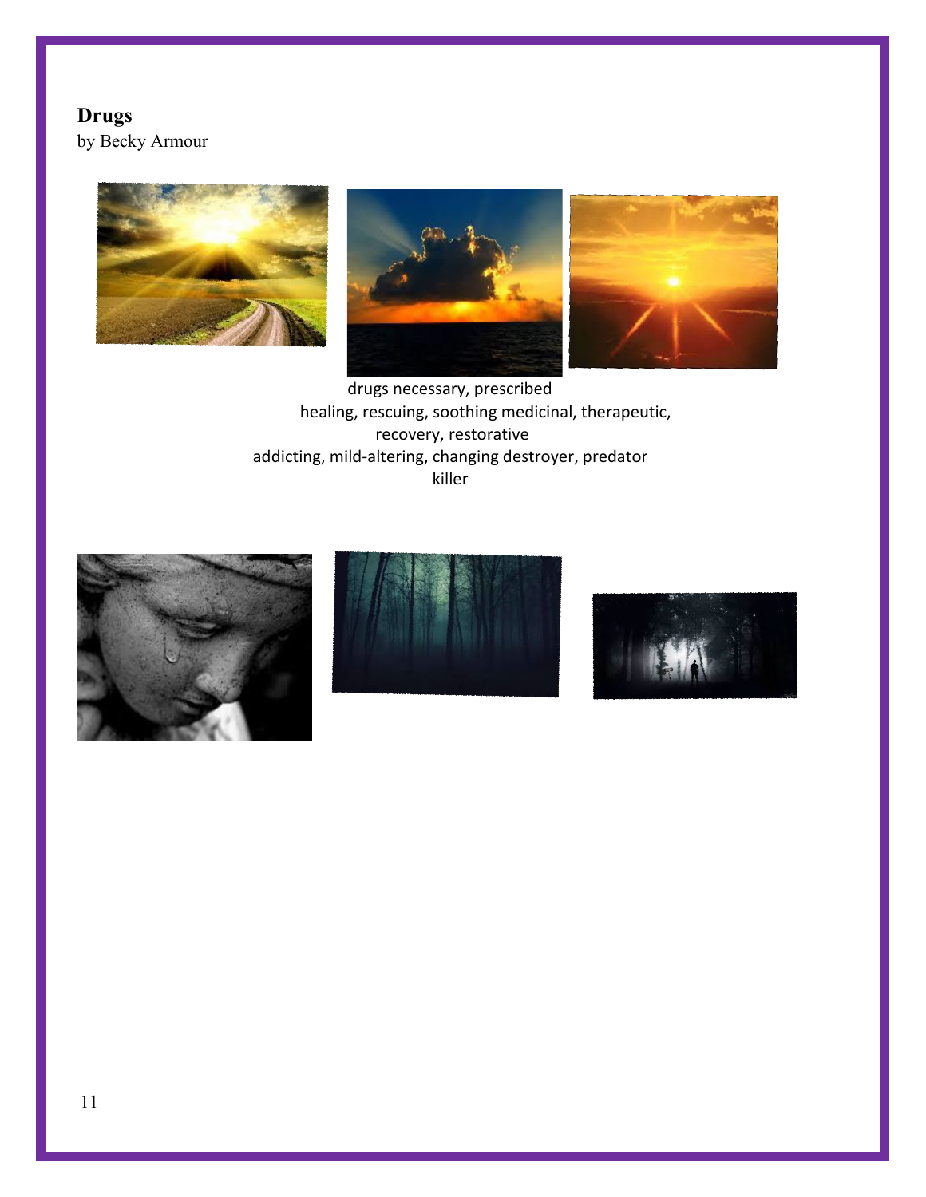**Drugs**
by Becky Armour

drugs necessary, prescribed
healing, rescuing, soothing medicinal, therapeutic,
recovery, restorative
addicting, mild-altering, changing destroyer, predator
killer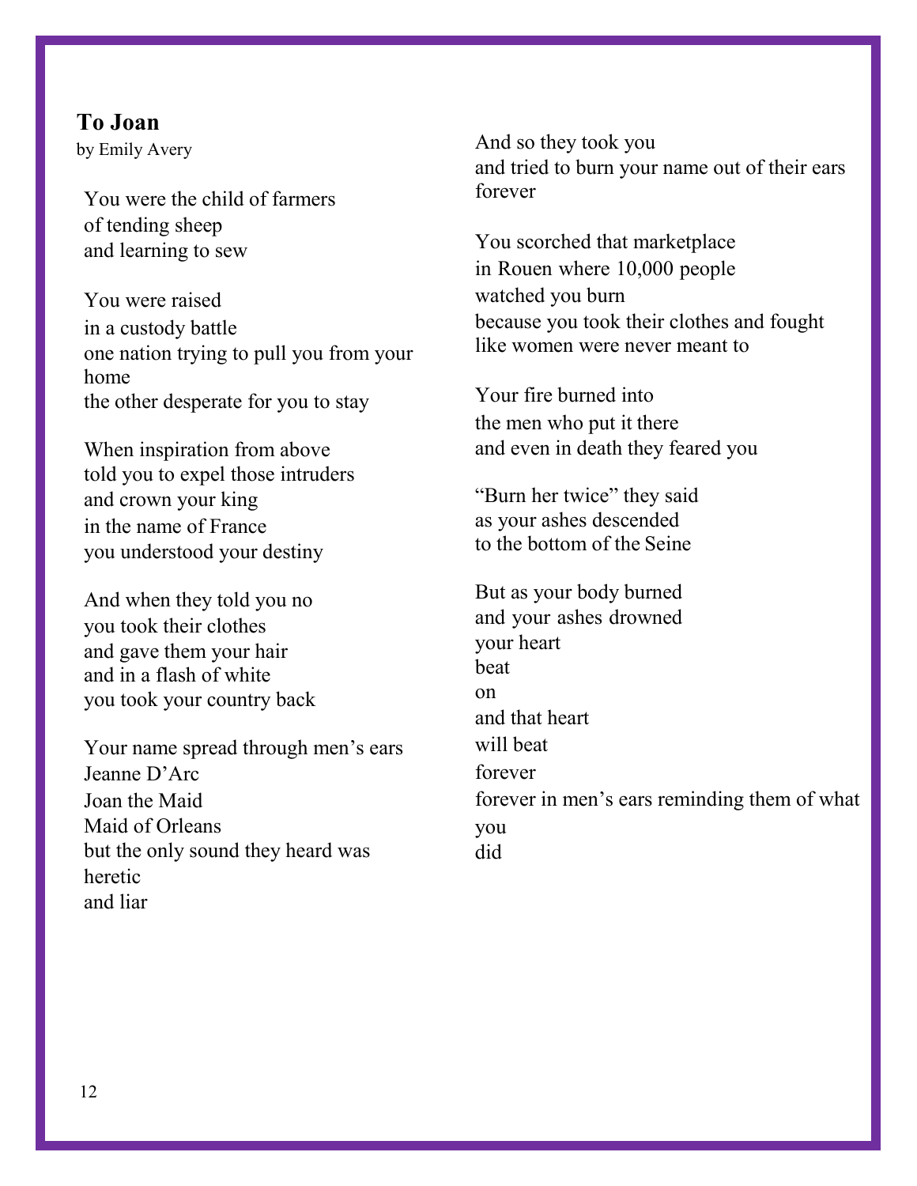### To Joan

by Emily Avery

You were the child of farmers
of tending sheep
and learning to sew

You were raised
in a custody battle
one nation trying to pull you from your home
the other desperate for you to stay

When inspiration from above
told you to expel those intruders
and crown your king
in the name of France
you understood your destiny

And when they told you no
you took their clothes
and gave them your hair
and in a flash of white
you took your country back

Your name spread through men's ears
Jeanne D'Arc
Joan the Maid
Maid of Orleans
but the only sound they heard was
heretic
and liar

And so they took you
and tried to burn your name out of their ears forever

You scorched that marketplace
in Rouen where 10,000 people
watched you burn
because you took their clothes and fought
like women were never meant to

Your fire burned into
the men who put it there
and even in death they feared you

"Burn her twice" they said
as your ashes descended
to the bottom of the Seine

But as your body burned
and your ashes drowned
your heart
beat
on
and that heart
will beat
forever
forever in men's ears reminding them of what
you
did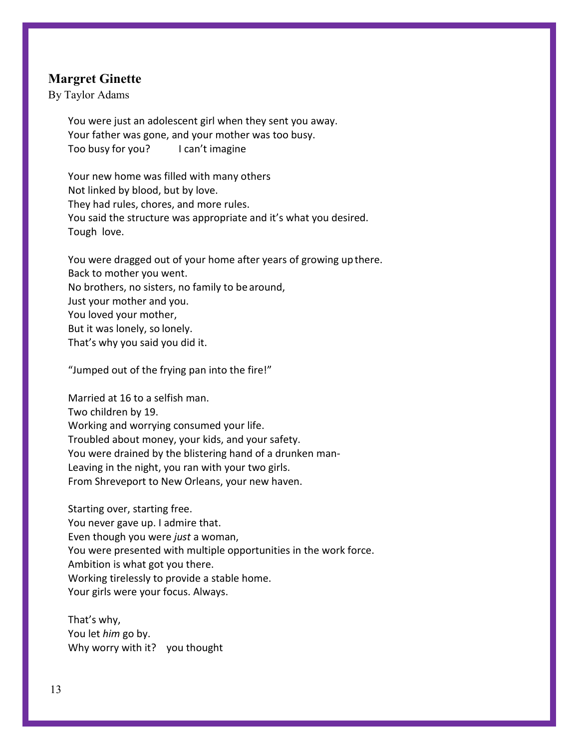## Margret Ginette

By Taylor Adams

You were just an adolescent girl when they sent you away.  
Your father was gone, and your mother was too busy.  
Too busy for you?     I can't imagine

Your new home was filled with many others  
Not linked by blood, but by love.  
They had rules, chores, and more rules.  
You said the structure was appropriate and it's what you desired.  
Tough love.

You were dragged out of your home after years of growing up there.  
Back to mother you went.  
No brothers, no sisters, no family to be around,  
Just your mother and you.  
You loved your mother,  
But it was lonely, so lonely.  
That's why you said you did it.

"Jumped out of the frying pan into the fire!"

Married at 16 to a selfish man.  
Two children by 19.  
Working and worrying consumed your life.  
Troubled about money, your kids, and your safety.  
You were drained by the blistering hand of a drunken man-  
Leaving in the night, you ran with your two girls.  
From Shreveport to New Orleans, your new haven.

Starting over, starting free.  
You never gave up. I admire that.  
Even though you were *just* a woman,  
You were presented with multiple opportunities in the work force.  
Ambition is what got you there.  
Working tirelessly to provide a stable home.  
Your girls were your focus. Always.

That's why,  
You let *him* go by.  
Why worry with it?   you thought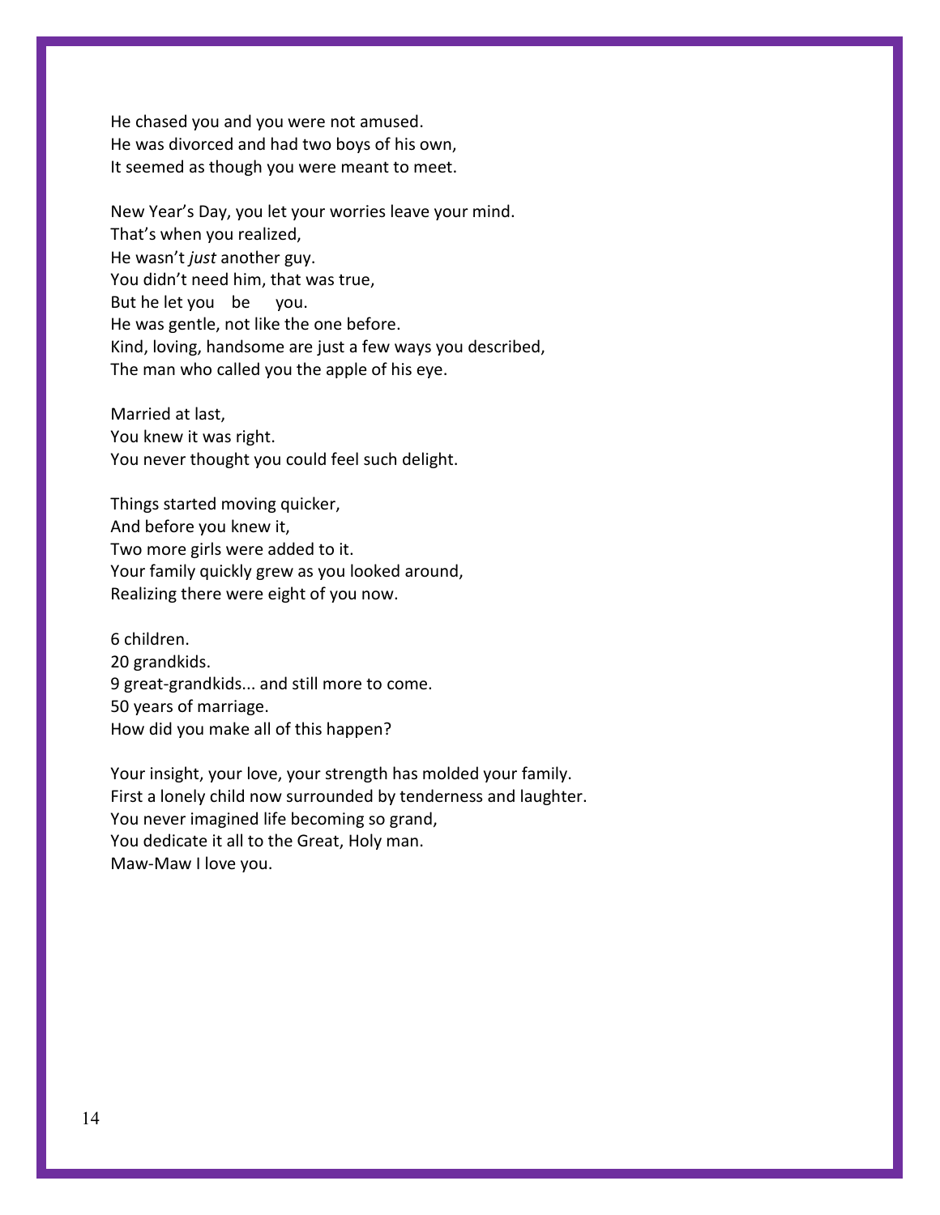He chased you and you were not amused.  
He was divorced and had two boys of his own,  
It seemed as though you were meant to meet.

New Year's Day, you let your worries leave your mind.  
That's when you realized,  
He wasn't *just* another guy.  
You didn't need him, that was true,  
But he let you be you.  
He was gentle, not like the one before.  
Kind, loving, handsome are just a few ways you described,  
The man who called you the apple of his eye.

Married at last,  
You knew it was right.  
You never thought you could feel such delight.

Things started moving quicker,  
And before you knew it,  
Two more girls were added to it.  
Your family quickly grew as you looked around,  
Realizing there were eight of you now.

6 children.  
20 grandkids.  
9 great-grandkids... and still more to come.  
50 years of marriage.  
How did you make all of this happen?

Your insight, your love, your strength has molded your family.  
First a lonely child now surrounded by tenderness and laughter.  
You never imagined life becoming so grand,  
You dedicate it all to the Great, Holy man.  
Maw-Maw I love you.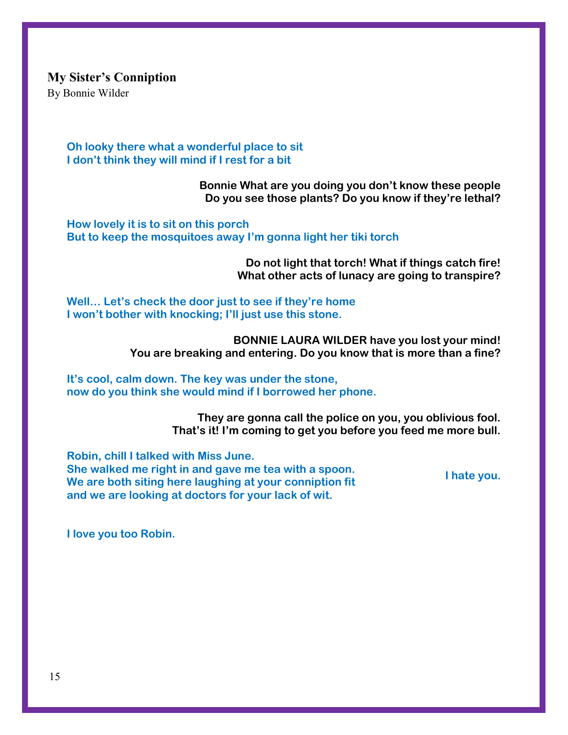**My Sister's Conniption**

By Bonnie Wilder

Oh looky there what a wonderful place to sit
I don't think they will mind if I rest for a bit

Bonnie What are you doing you don't know these people
Do you see those plants? Do you know if they're lethal?

How lovely it is to sit on this porch
But to keep the mosquitoes away I'm gonna light her tiki torch

Do not light that torch! What if things catch fire!
What other acts of lunacy are going to transpire?

Well… Let's check the door just to see if they're home
I won't bother with knocking; I'll just use this stone.

BONNIE LAURA WILDER have you lost your mind!
You are breaking and entering. Do you know that is more than a fine?

It's cool, calm down. The key was under the stone,
now do you think she would mind if I borrowed her phone.

They are gonna call the police on you, you oblivious fool.
That's it! I'm coming to get you before you feed me more bull.

Robin, chill I talked with Miss June.
She walked me right in and gave me tea with a spoon.
We are both siting here laughing at your conniption fit
and we are looking at doctors for your lack of wit.

I hate you.

I love you too Robin.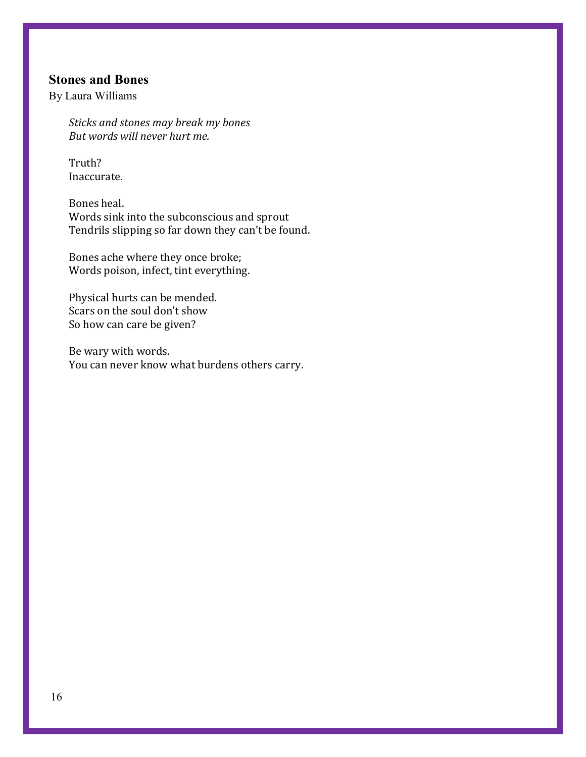### Stones and Bones

By Laura Williams

*Sticks and stones may break my bones*
*But words will never hurt me.*

Truth?
Inaccurate.

Bones heal.
Words sink into the subconscious and sprout
Tendrils slipping so far down they can't be found.

Bones ache where they once broke;
Words poison, infect, tint everything.

Physical hurts can be mended.
Scars on the soul don't show
So how can care be given?

Be wary with words.
You can never know what burdens others carry.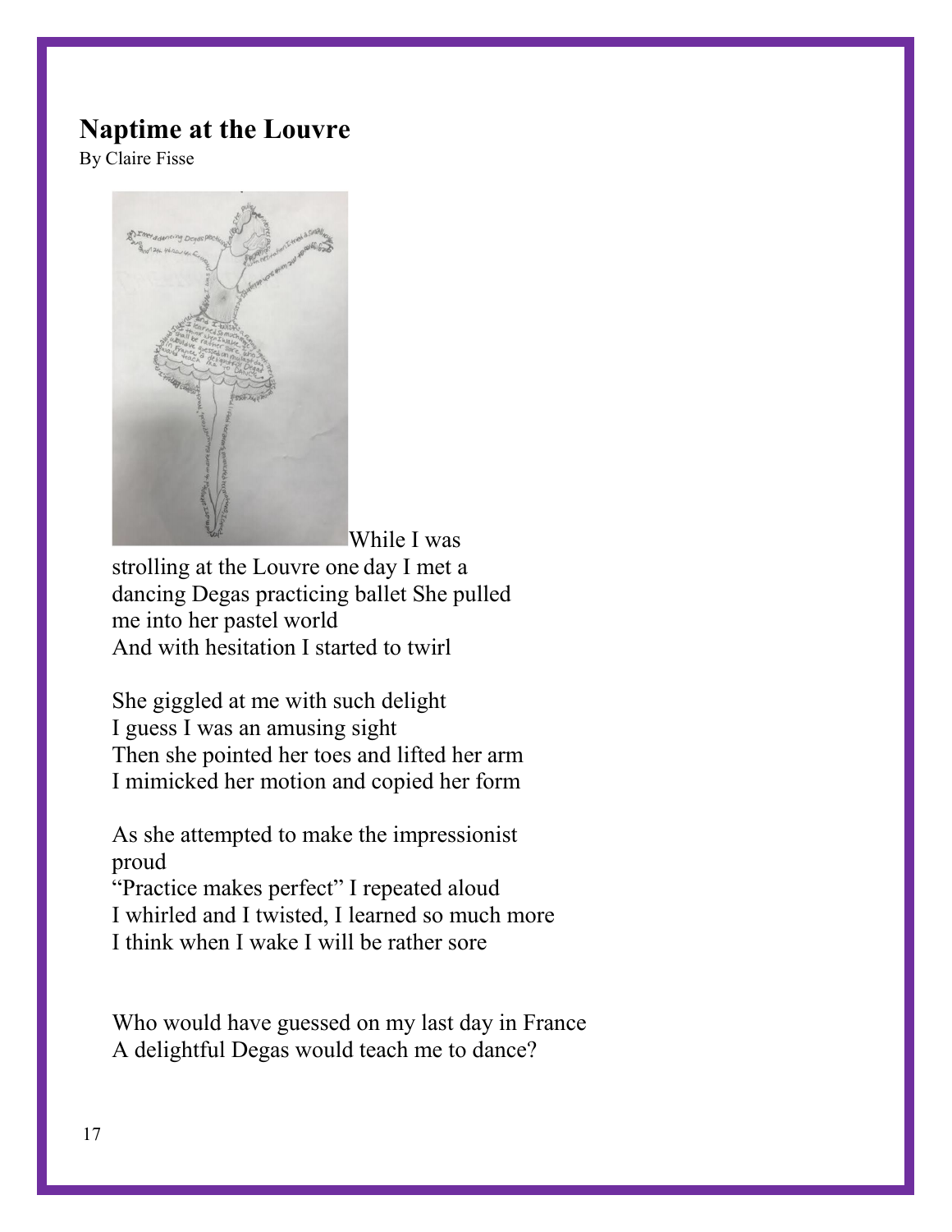# Naptime at the Louvre

By Claire Fisse

While I was strolling at the Louvre one day I met a dancing Degas practicing ballet She pulled me into her pastel world
And with hesitation I started to twirl

She giggled at me with such delight
I guess I was an amusing sight
Then she pointed her toes and lifted her arm
I mimicked her motion and copied her form

As she attempted to make the impressionist proud
"Practice makes perfect" I repeated aloud
I whirled and I twisted, I learned so much more
I think when I wake I will be rather sore

Who would have guessed on my last day in France
A delightful Degas would teach me to dance?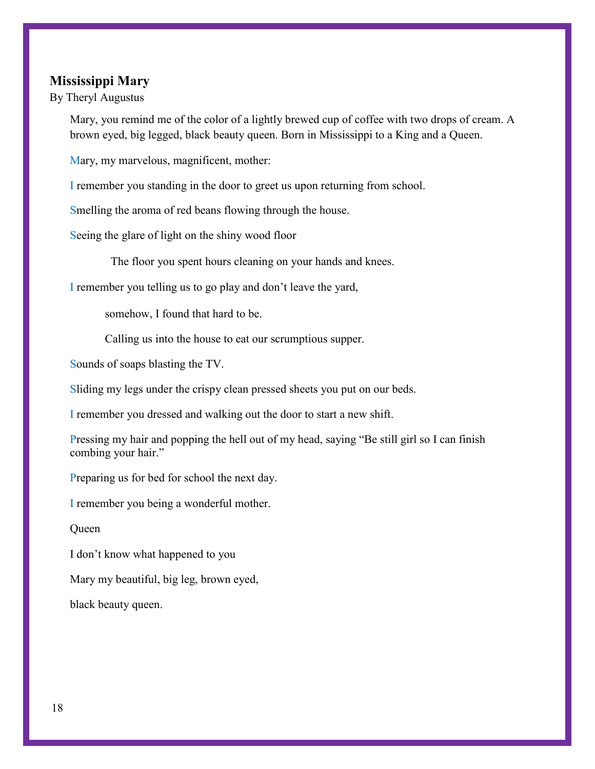## Mississippi Mary

By Theryl Augustus

Mary, you remind me of the color of a lightly brewed cup of coffee with two drops of cream. A brown eyed, big legged, black beauty queen. Born in Mississippi to a King and a Queen.

Mary, my marvelous, magnificent, mother:

I remember you standing in the door to greet us upon returning from school.

Smelling the aroma of red beans flowing through the house.

Seeing the glare of light on the shiny wood floor

  The floor you spent hours cleaning on your hands and knees.

I remember you telling us to go play and don't leave the yard,

  somehow, I found that hard to be.

  Calling us into the house to eat our scrumptious supper.

Sounds of soaps blasting the TV.

Sliding my legs under the crispy clean pressed sheets you put on our beds.

I remember you dressed and walking out the door to start a new shift.

Pressing my hair and popping the hell out of my head, saying "Be still girl so I can finish combing your hair."

Preparing us for bed for school the next day.

I remember you being a wonderful mother.

Queen

I don't know what happened to you

Mary my beautiful, big leg, brown eyed,

black beauty queen.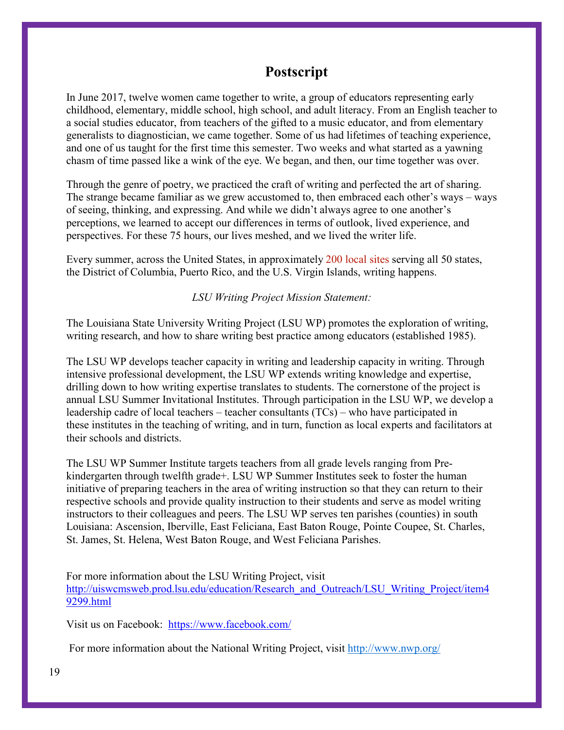# Postscript

In June 2017, twelve women came together to write, a group of educators representing early childhood, elementary, middle school, high school, and adult literacy. From an English teacher to a social studies educator, from teachers of the gifted to a music educator, and from elementary generalists to diagnostician, we came together. Some of us had lifetimes of teaching experience, and one of us taught for the first time this semester. Two weeks and what started as a yawning chasm of time passed like a wink of the eye. We began, and then, our time together was over.

Through the genre of poetry, we practiced the craft of writing and perfected the art of sharing. The strange became familiar as we grew accustomed to, then embraced each other's ways – ways of seeing, thinking, and expressing. And while we didn't always agree to one another's perceptions, we learned to accept our differences in terms of outlook, lived experience, and perspectives. For these 75 hours, our lives meshed, and we lived the writer life.

Every summer, across the United States, in approximately 200 local sites serving all 50 states, the District of Columbia, Puerto Rico, and the U.S. Virgin Islands, writing happens.

*LSU Writing Project Mission Statement:*

The Louisiana State University Writing Project (LSU WP) promotes the exploration of writing, writing research, and how to share writing best practice among educators (established 1985).

The LSU WP develops teacher capacity in writing and leadership capacity in writing. Through intensive professional development, the LSU WP extends writing knowledge and expertise, drilling down to how writing expertise translates to students. The cornerstone of the project is annual LSU Summer Invitational Institutes. Through participation in the LSU WP, we develop a leadership cadre of local teachers – teacher consultants (TCs) – who have participated in these institutes in the teaching of writing, and in turn, function as local experts and facilitators at their schools and districts.

The LSU WP Summer Institute targets teachers from all grade levels ranging from Pre-kindergarten through twelfth grade+. LSU WP Summer Institutes seek to foster the human initiative of preparing teachers in the area of writing instruction so that they can return to their respective schools and provide quality instruction to their students and serve as model writing instructors to their colleagues and peers. The LSU WP serves ten parishes (counties) in south Louisiana: Ascension, Iberville, East Feliciana, East Baton Rouge, Pointe Coupee, St. Charles, St. James, St. Helena, West Baton Rouge, and West Feliciana Parishes.

For more information about the LSU Writing Project, visit http://uiswcmsweb.prod.lsu.edu/education/Research_and_Outreach/LSU_Writing_Project/item49299.html

Visit us on Facebook: https://www.facebook.com/

For more information about the National Writing Project, visit http://www.nwp.org/